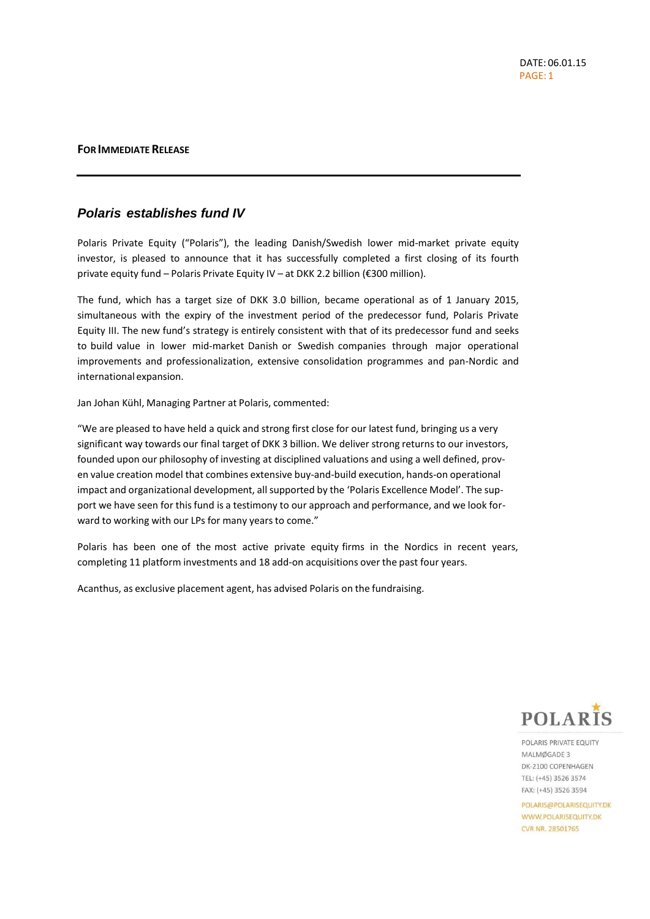DATE: 06.01.15

**FOR IMMEDIATE RELEASE**

---

## *Polaris establishes fund IV*

Polaris Private Equity ("Polaris"), the leading Danish/Swedish lower mid-market private equity investor, is pleased to announce that it has successfully completed a first closing of its fourth private equity fund – Polaris Private Equity IV – at DKK 2.2 billion (€300 million).

The fund, which has a target size of DKK 3.0 billion, became operational as of 1 January 2015, simultaneous with the expiry of the investment period of the predecessor fund, Polaris Private Equity III. The new fund's strategy is entirely consistent with that of its predecessor fund and seeks to build value in lower mid-market Danish or Swedish companies through major operational improvements and professionalization, extensive consolidation programmes and pan-Nordic and international expansion.

Jan Johan Kühl, Managing Partner at Polaris, commented:

"We are pleased to have held a quick and strong first close for our latest fund, bringing us a very significant way towards our final target of DKK 3 billion. We deliver strong returns to our investors, founded upon our philosophy of investing at disciplined valuations and using a well defined, proven value creation model that combines extensive buy-and-build execution, hands-on operational impact and organizational development, all supported by the 'Polaris Excellence Model'. The support we have seen for this fund is a testimony to our approach and performance, and we look forward to working with our LPs for many years to come."

Polaris has been one of the most active private equity firms in the Nordics in recent years, completing 11 platform investments and 18 add-on acquisitions over the past four years.

Acanthus, as exclusive placement agent, has advised Polaris on the fundraising.

POLARIS

POLARIS PRIVATE EQUITY
MALMØGADE 3
DK-2100 COPENHAGEN
TEL: (+45) 3526 3574
FAX: (+45) 3526 3594

POLARIS@POLARISEQUITY.DK
WWW.POLARISEQUITY.DK
CVR NR. 28501765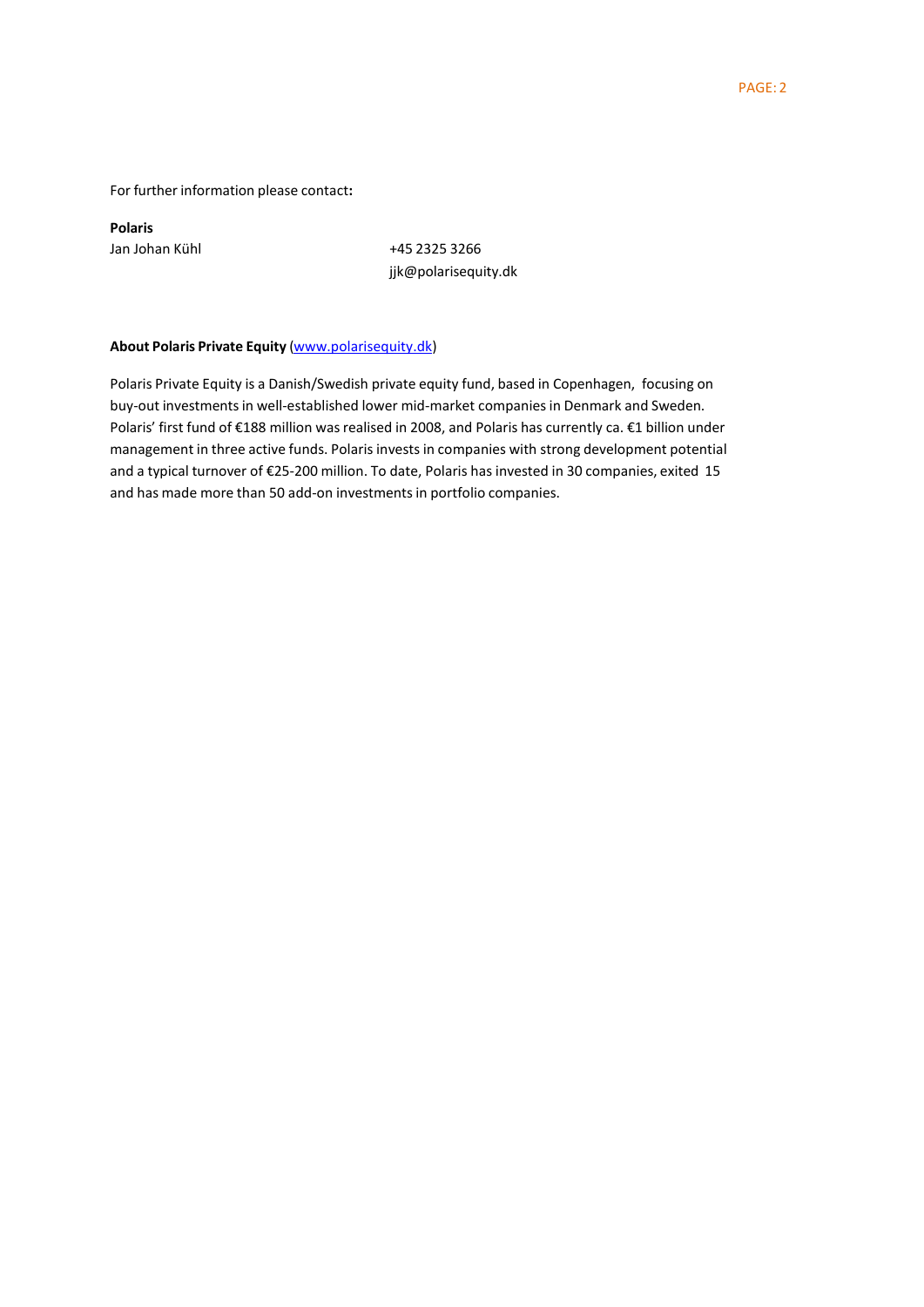For further information please contact**:**

**Polaris**

Jan Johan Kühl +45 2325 3266
jjk@polarisequity.dk

**About Polaris Private Equity** ([www.polarisequity.dk](www.polarisequity.dk))

Polaris Private Equity is a Danish/Swedish private equity fund, based in Copenhagen, focusing on buy-out investments in well-established lower mid-market companies in Denmark and Sweden. Polaris' first fund of €188 million was realised in 2008, and Polaris has currently ca. €1 billion under management in three active funds. Polaris invests in companies with strong development potential and a typical turnover of €25-200 million. To date, Polaris has invested in 30 companies, exited 15 and has made more than 50 add-on investments in portfolio companies.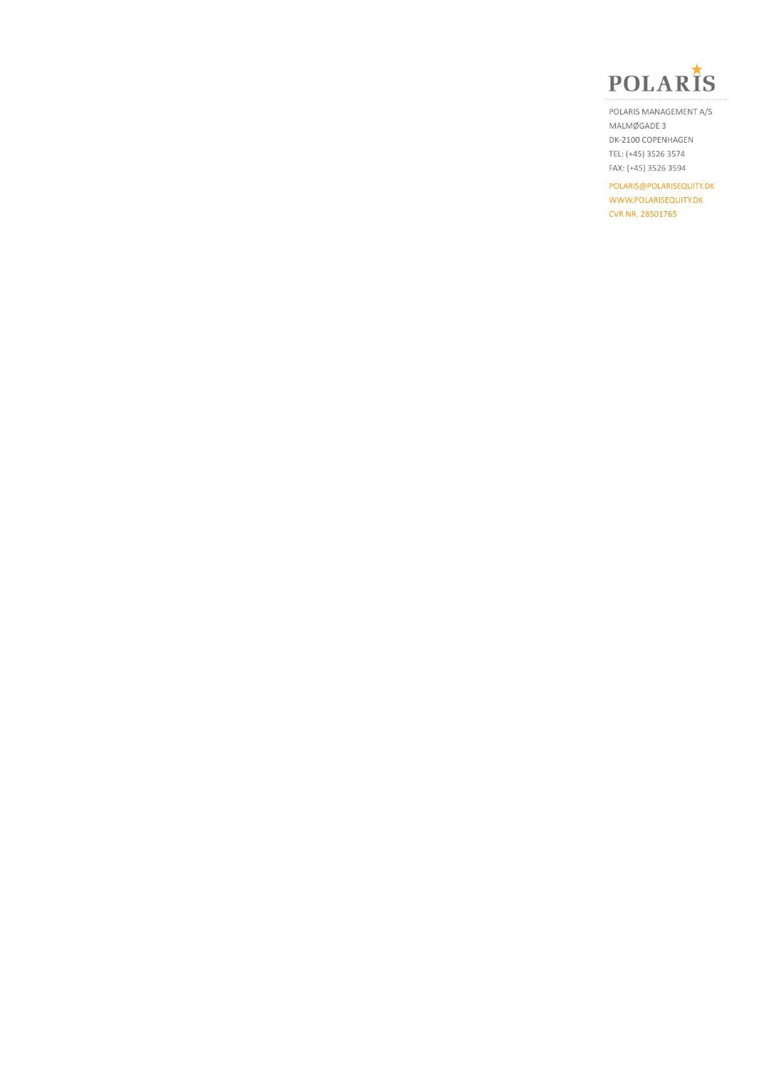POLARIS

POLARIS MANAGEMENT A/S
MALMØGADE 3
DK-2100 COPENHAGEN
TEL: (+45) 3526 3574
FAX: (+45) 3526 3594

POLARIS@POLARISEQUITY.DK
WWW.POLARISEQUITY.DK
CVR NR. 28501765